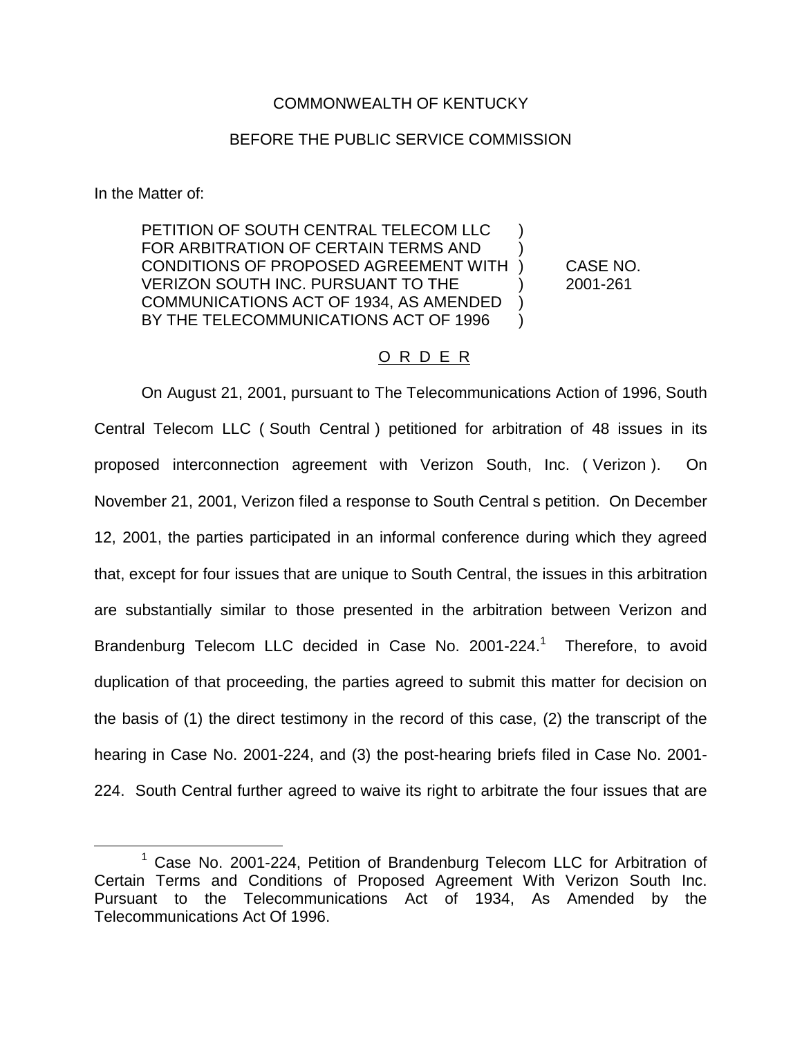COMMONWEALTH OF KENTUCKY

BEFORE THE PUBLIC SERVICE COMMISSION

In the Matter of:

| | | |
|---|---|---|
| PETITION OF SOUTH CENTRAL TELECOM LLC FOR ARBITRATION OF CERTAIN TERMS AND CONDITIONS OF PROPOSED AGREEMENT WITH VERIZON SOUTH INC. PURSUANT TO THE COMMUNICATIONS ACT OF 1934, AS AMENDED BY THE TELECOMMUNICATIONS ACT OF 1996 | ) ) ) ) ) ) | CASE NO. 2001-261 |

## O R D E R

On August 21, 2001, pursuant to The Telecommunications Action of 1996, South Central Telecom LLC ( South Central ) petitioned for arbitration of 48 issues in its proposed interconnection agreement with Verizon South, Inc. ( Verizon ). On November 21, 2001, Verizon filed a response to South Central s petition. On December 12, 2001, the parties participated in an informal conference during which they agreed that, except for four issues that are unique to South Central, the issues in this arbitration are substantially similar to those presented in the arbitration between Verizon and Brandenburg Telecom LLC decided in Case No. 2001-224.[1] Therefore, to avoid duplication of that proceeding, the parties agreed to submit this matter for decision on the basis of (1) the direct testimony in the record of this case, (2) the transcript of the hearing in Case No. 2001-224, and (3) the post-hearing briefs filed in Case No. 2001-224. South Central further agreed to waive its right to arbitrate the four issues that are

[1] Case No. 2001-224, Petition of Brandenburg Telecom LLC for Arbitration of Certain Terms and Conditions of Proposed Agreement With Verizon South Inc. Pursuant to the Telecommunications Act of 1934, As Amended by the Telecommunications Act Of 1996.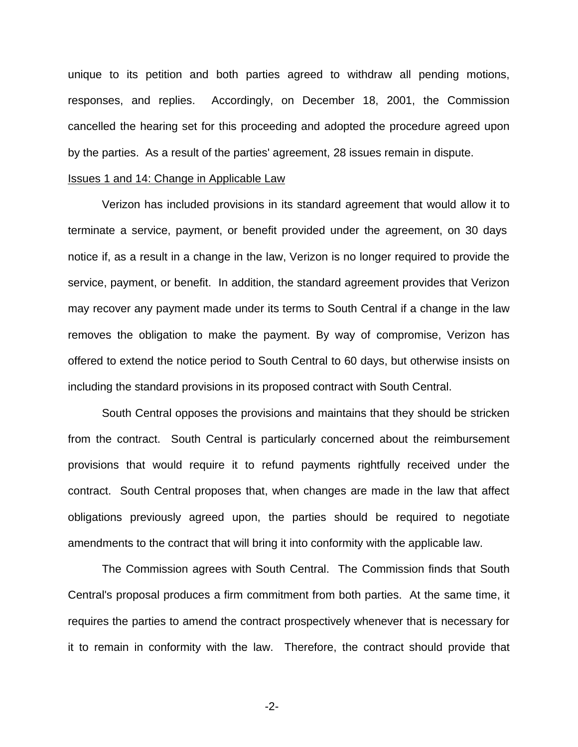unique to its petition and both parties agreed to withdraw all pending motions, responses, and replies. Accordingly, on December 18, 2001, the Commission cancelled the hearing set for this proceeding and adopted the procedure agreed upon by the parties. As a result of the parties' agreement, 28 issues remain in dispute.

Issues 1 and 14: Change in Applicable Law

Verizon has included provisions in its standard agreement that would allow it to terminate a service, payment, or benefit provided under the agreement, on 30 days notice if, as a result in a change in the law, Verizon is no longer required to provide the service, payment, or benefit. In addition, the standard agreement provides that Verizon may recover any payment made under its terms to South Central if a change in the law removes the obligation to make the payment. By way of compromise, Verizon has offered to extend the notice period to South Central to 60 days, but otherwise insists on including the standard provisions in its proposed contract with South Central.

South Central opposes the provisions and maintains that they should be stricken from the contract. South Central is particularly concerned about the reimbursement provisions that would require it to refund payments rightfully received under the contract. South Central proposes that, when changes are made in the law that affect obligations previously agreed upon, the parties should be required to negotiate amendments to the contract that will bring it into conformity with the applicable law.

The Commission agrees with South Central. The Commission finds that South Central's proposal produces a firm commitment from both parties. At the same time, it requires the parties to amend the contract prospectively whenever that is necessary for it to remain in conformity with the law. Therefore, the contract should provide that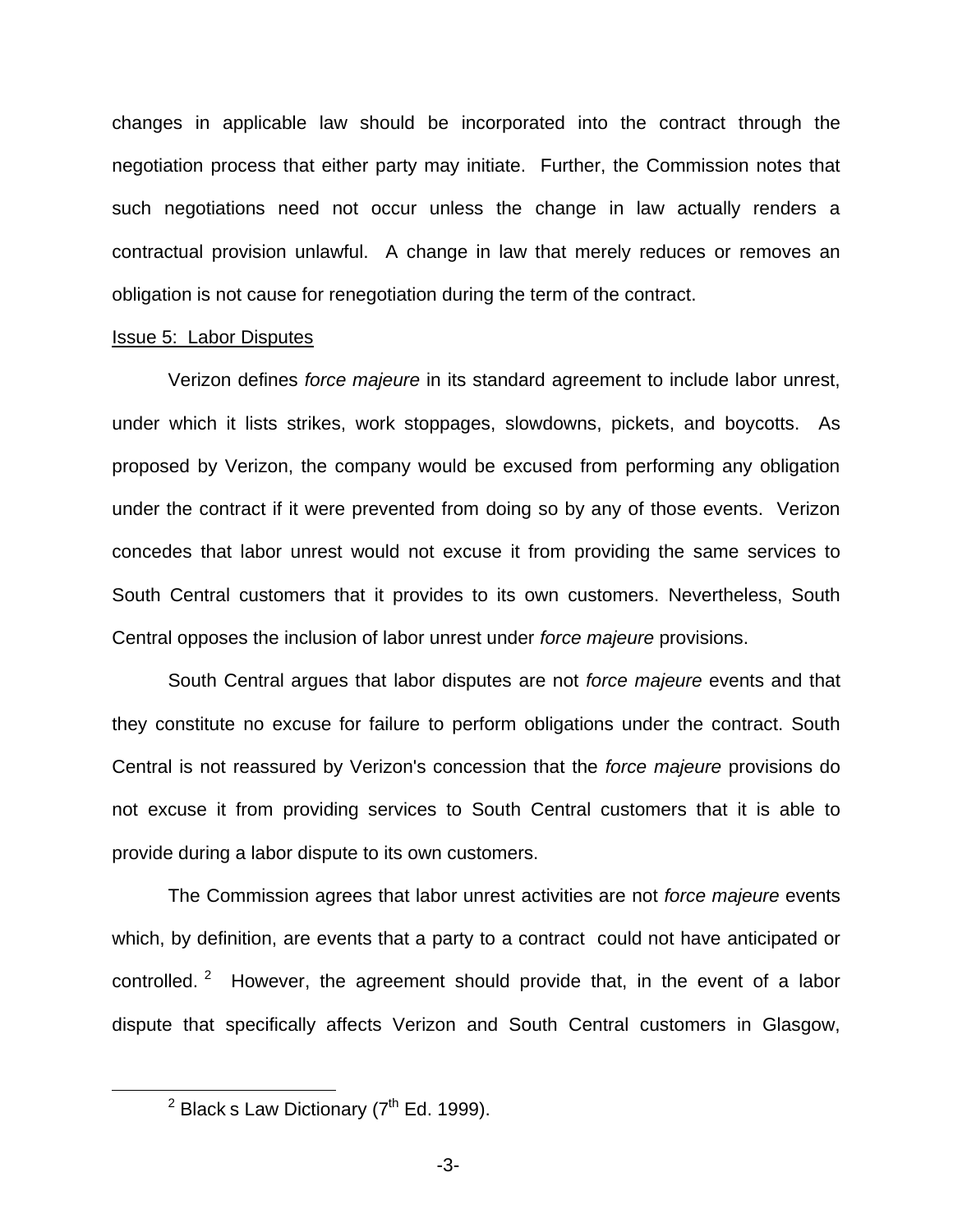changes in applicable law should be incorporated into the contract through the negotiation process that either party may initiate. Further, the Commission notes that such negotiations need not occur unless the change in law actually renders a contractual provision unlawful. A change in law that merely reduces or removes an obligation is not cause for renegotiation during the term of the contract.

Issue 5: Labor Disputes

Verizon defines *force majeure* in its standard agreement to include labor unrest, under which it lists strikes, work stoppages, slowdowns, pickets, and boycotts. As proposed by Verizon, the company would be excused from performing any obligation under the contract if it were prevented from doing so by any of those events. Verizon concedes that labor unrest would not excuse it from providing the same services to South Central customers that it provides to its own customers. Nevertheless, South Central opposes the inclusion of labor unrest under *force majeure* provisions.

South Central argues that labor disputes are not *force majeure* events and that they constitute no excuse for failure to perform obligations under the contract. South Central is not reassured by Verizon's concession that the *force majeure* provisions do not excuse it from providing services to South Central customers that it is able to provide during a labor dispute to its own customers.

The Commission agrees that labor unrest activities are not *force majeure* events which, by definition, are events that a party to a contract could not have anticipated or controlled.[2] However, the agreement should provide that, in the event of a labor dispute that specifically affects Verizon and South Central customers in Glasgow,

[2] Black s Law Dictionary (7th Ed. 1999).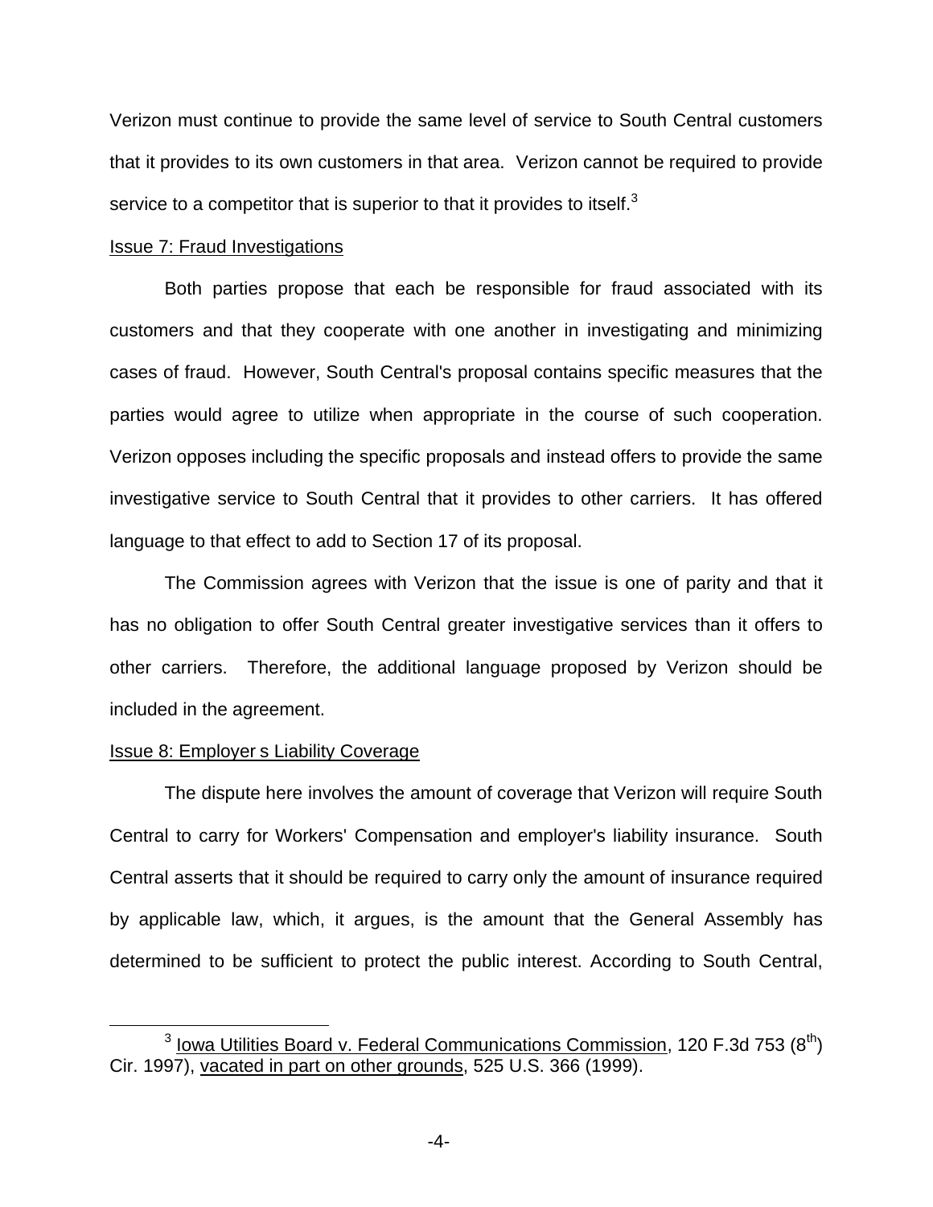Verizon must continue to provide the same level of service to South Central customers that it provides to its own customers in that area. Verizon cannot be required to provide service to a competitor that is superior to that it provides to itself.[3]

Issue 7: Fraud Investigations

Both parties propose that each be responsible for fraud associated with its customers and that they cooperate with one another in investigating and minimizing cases of fraud. However, South Central's proposal contains specific measures that the parties would agree to utilize when appropriate in the course of such cooperation. Verizon opposes including the specific proposals and instead offers to provide the same investigative service to South Central that it provides to other carriers. It has offered language to that effect to add to Section 17 of its proposal.

The Commission agrees with Verizon that the issue is one of parity and that it has no obligation to offer South Central greater investigative services than it offers to other carriers. Therefore, the additional language proposed by Verizon should be included in the agreement.

Issue 8: Employer s Liability Coverage

The dispute here involves the amount of coverage that Verizon will require South Central to carry for Workers' Compensation and employer's liability insurance. South Central asserts that it should be required to carry only the amount of insurance required by applicable law, which, it argues, is the amount that the General Assembly has determined to be sufficient to protect the public interest. According to South Central,

---

[3] Iowa Utilities Board v. Federal Communications Commission, 120 F.3d 753 (8th) Cir. 1997), vacated in part on other grounds, 525 U.S. 366 (1999).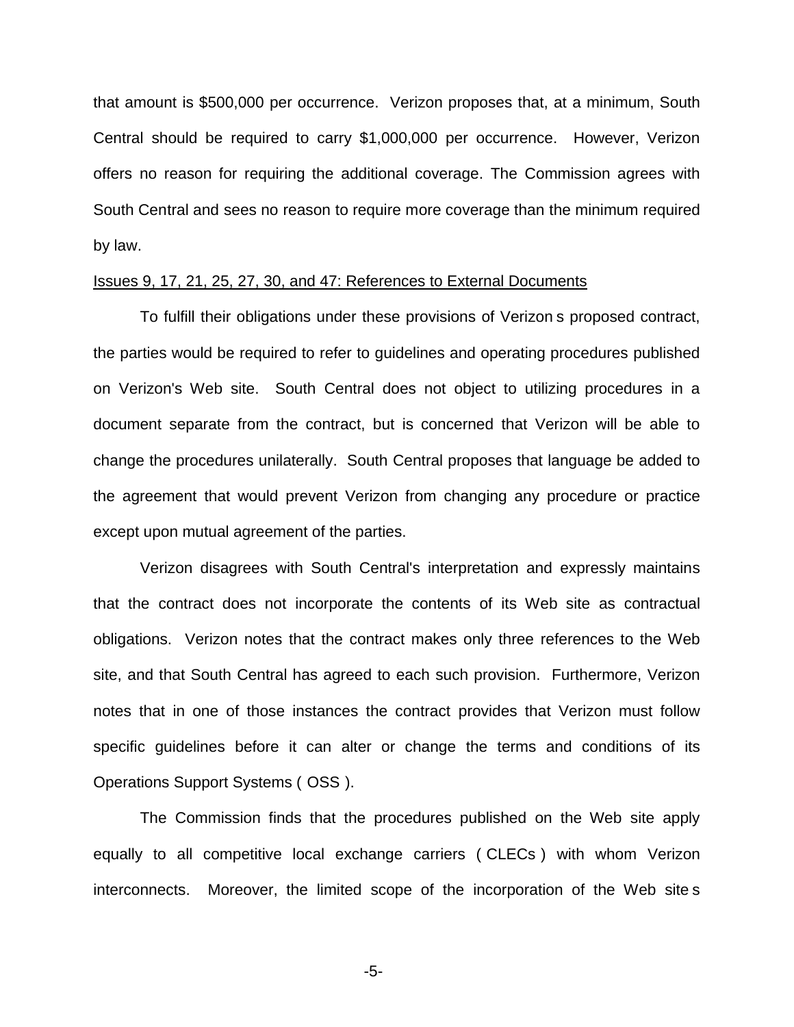that amount is $500,000 per occurrence. Verizon proposes that, at a minimum, South Central should be required to carry $1,000,000 per occurrence. However, Verizon offers no reason for requiring the additional coverage. The Commission agrees with South Central and sees no reason to require more coverage than the minimum required by law.

Issues 9, 17, 21, 25, 27, 30, and 47: References to External Documents

To fulfill their obligations under these provisions of Verizon s proposed contract, the parties would be required to refer to guidelines and operating procedures published on Verizon's Web site. South Central does not object to utilizing procedures in a document separate from the contract, but is concerned that Verizon will be able to change the procedures unilaterally. South Central proposes that language be added to the agreement that would prevent Verizon from changing any procedure or practice except upon mutual agreement of the parties.

Verizon disagrees with South Central's interpretation and expressly maintains that the contract does not incorporate the contents of its Web site as contractual obligations. Verizon notes that the contract makes only three references to the Web site, and that South Central has agreed to each such provision. Furthermore, Verizon notes that in one of those instances the contract provides that Verizon must follow specific guidelines before it can alter or change the terms and conditions of its Operations Support Systems ( OSS ).

The Commission finds that the procedures published on the Web site apply equally to all competitive local exchange carriers ( CLECs ) with whom Verizon interconnects. Moreover, the limited scope of the incorporation of the Web site s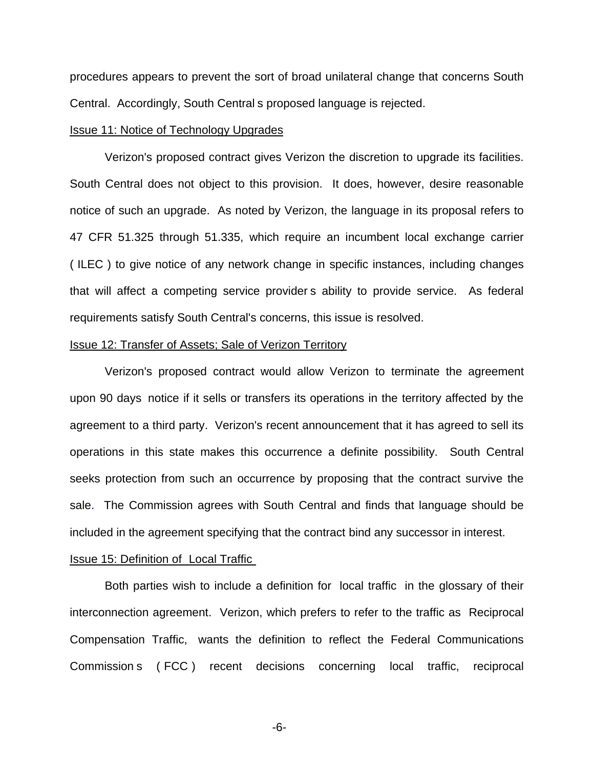procedures appears to prevent the sort of broad unilateral change that concerns South Central. Accordingly, South Central s proposed language is rejected.

Issue 11: Notice of Technology Upgrades

Verizon's proposed contract gives Verizon the discretion to upgrade its facilities. South Central does not object to this provision. It does, however, desire reasonable notice of such an upgrade. As noted by Verizon, the language in its proposal refers to 47 CFR 51.325 through 51.335, which require an incumbent local exchange carrier ( ILEC ) to give notice of any network change in specific instances, including changes that will affect a competing service provider s ability to provide service. As federal requirements satisfy South Central's concerns, this issue is resolved.

Issue 12: Transfer of Assets; Sale of Verizon Territory

Verizon's proposed contract would allow Verizon to terminate the agreement upon 90 days notice if it sells or transfers its operations in the territory affected by the agreement to a third party. Verizon's recent announcement that it has agreed to sell its operations in this state makes this occurrence a definite possibility. South Central seeks protection from such an occurrence by proposing that the contract survive the sale. The Commission agrees with South Central and finds that language should be included in the agreement specifying that the contract bind any successor in interest.

Issue 15: Definition of Local Traffic

Both parties wish to include a definition for local traffic in the glossary of their interconnection agreement. Verizon, which prefers to refer to the traffic as Reciprocal Compensation Traffic, wants the definition to reflect the Federal Communications Commission s ( FCC ) recent decisions concerning local traffic, reciprocal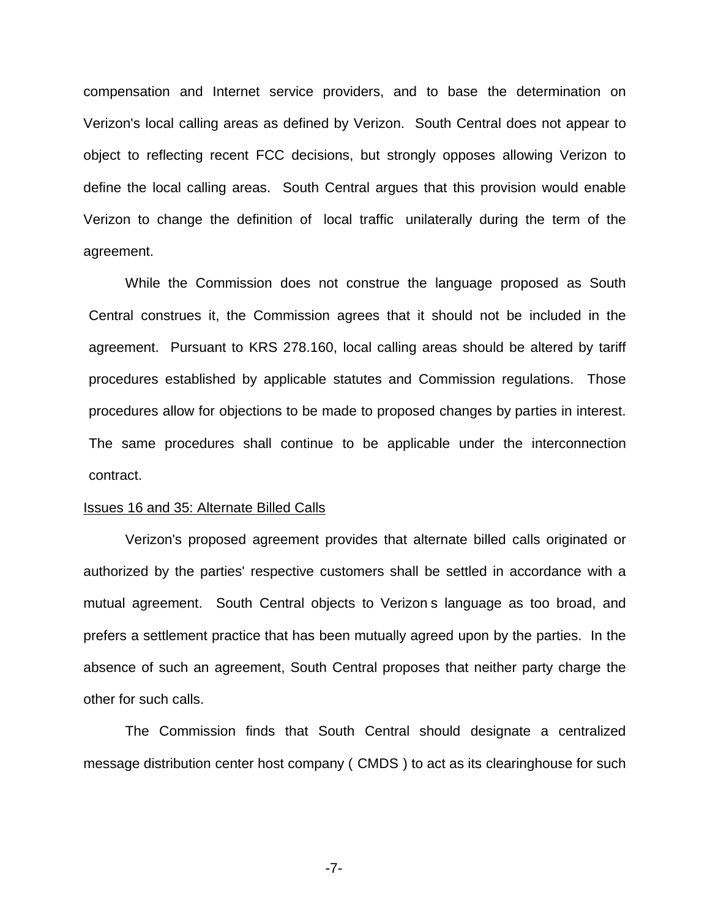compensation and Internet service providers, and to base the determination on Verizon's local calling areas as defined by Verizon. South Central does not appear to object to reflecting recent FCC decisions, but strongly opposes allowing Verizon to define the local calling areas. South Central argues that this provision would enable Verizon to change the definition of local traffic unilaterally during the term of the agreement.

While the Commission does not construe the language proposed as South Central construes it, the Commission agrees that it should not be included in the agreement. Pursuant to KRS 278.160, local calling areas should be altered by tariff procedures established by applicable statutes and Commission regulations. Those procedures allow for objections to be made to proposed changes by parties in interest. The same procedures shall continue to be applicable under the interconnection contract.

Issues 16 and 35: Alternate Billed Calls

Verizon's proposed agreement provides that alternate billed calls originated or authorized by the parties' respective customers shall be settled in accordance with a mutual agreement. South Central objects to Verizon s language as too broad, and prefers a settlement practice that has been mutually agreed upon by the parties. In the absence of such an agreement, South Central proposes that neither party charge the other for such calls.

The Commission finds that South Central should designate a centralized message distribution center host company ( CMDS ) to act as its clearinghouse for such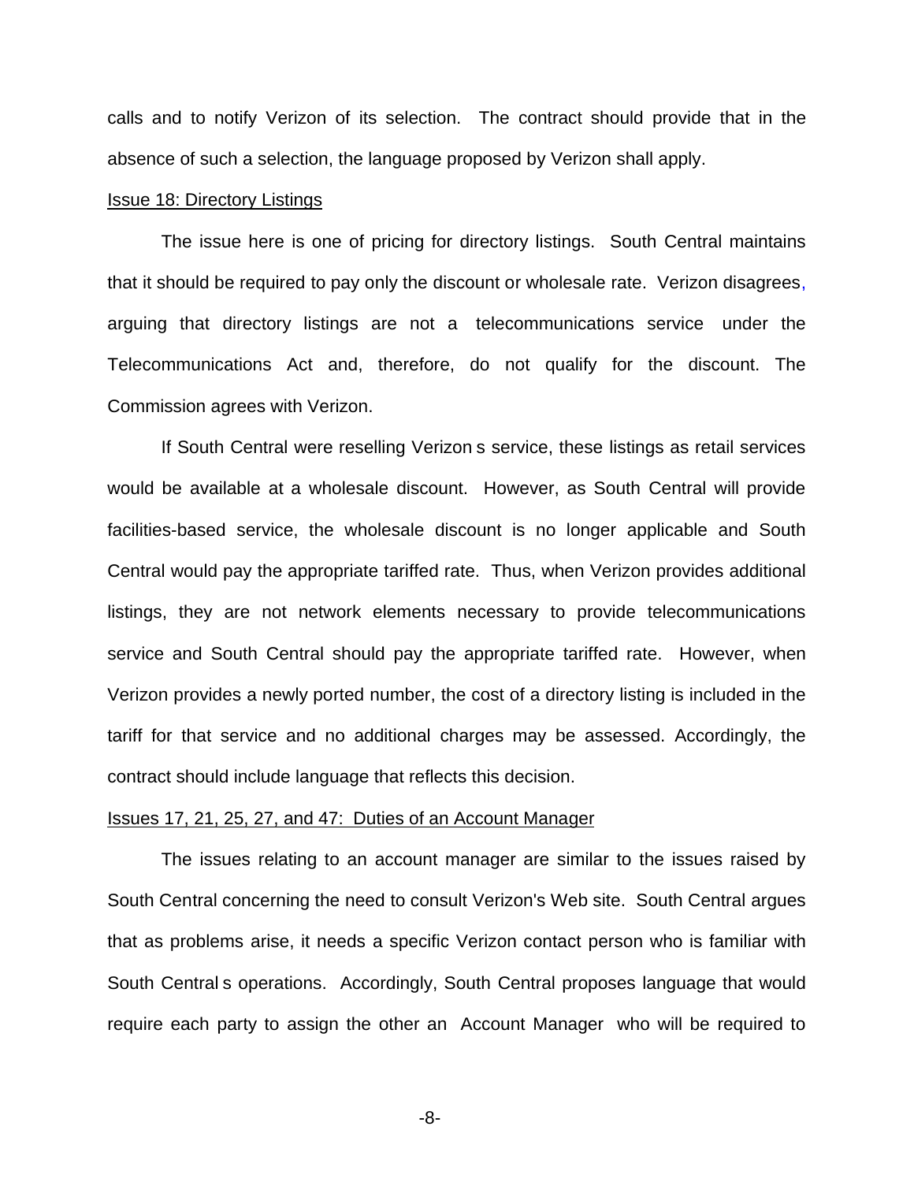calls and to notify Verizon of its selection. The contract should provide that in the absence of such a selection, the language proposed by Verizon shall apply.

Issue 18: Directory Listings

The issue here is one of pricing for directory listings. South Central maintains that it should be required to pay only the discount or wholesale rate. Verizon disagrees, arguing that directory listings are not a telecommunications service under the Telecommunications Act and, therefore, do not qualify for the discount. The Commission agrees with Verizon.

If South Central were reselling Verizon s service, these listings as retail services would be available at a wholesale discount. However, as South Central will provide facilities-based service, the wholesale discount is no longer applicable and South Central would pay the appropriate tariffed rate. Thus, when Verizon provides additional listings, they are not network elements necessary to provide telecommunications service and South Central should pay the appropriate tariffed rate. However, when Verizon provides a newly ported number, the cost of a directory listing is included in the tariff for that service and no additional charges may be assessed. Accordingly, the contract should include language that reflects this decision.

Issues 17, 21, 25, 27, and 47: Duties of an Account Manager

The issues relating to an account manager are similar to the issues raised by South Central concerning the need to consult Verizon's Web site. South Central argues that as problems arise, it needs a specific Verizon contact person who is familiar with South Central s operations. Accordingly, South Central proposes language that would require each party to assign the other an Account Manager who will be required to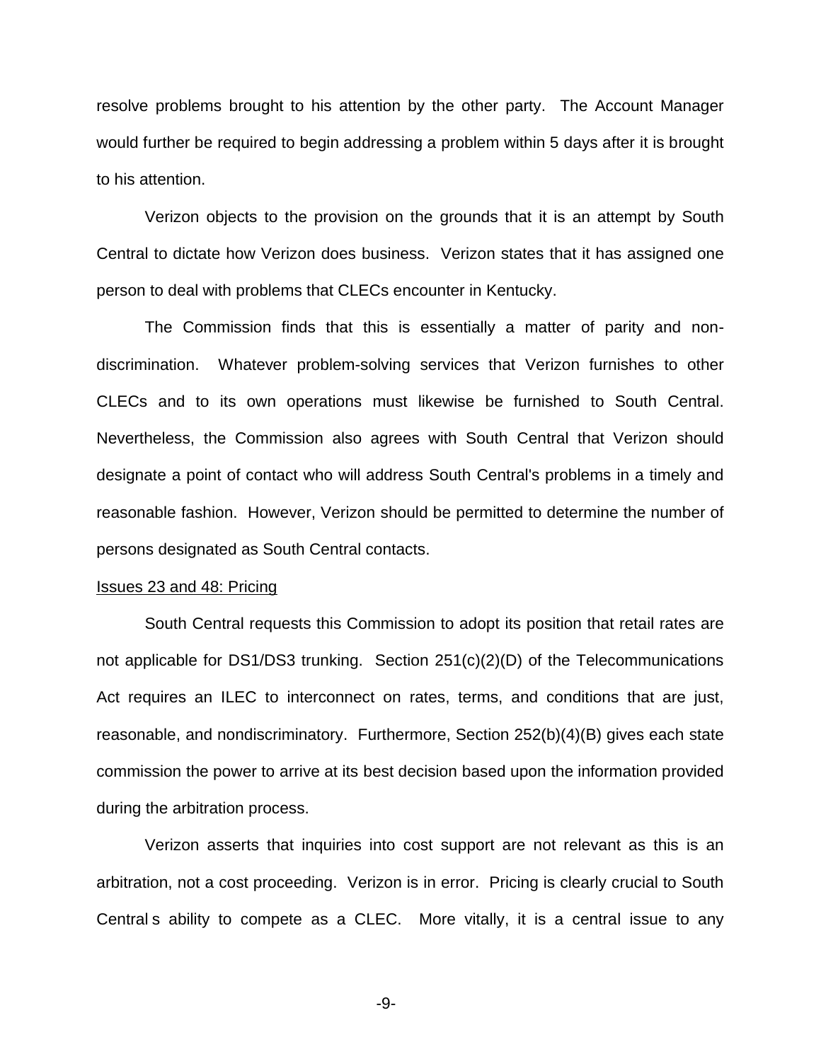resolve problems brought to his attention by the other party. The Account Manager would further be required to begin addressing a problem within 5 days after it is brought to his attention.

Verizon objects to the provision on the grounds that it is an attempt by South Central to dictate how Verizon does business. Verizon states that it has assigned one person to deal with problems that CLECs encounter in Kentucky.

The Commission finds that this is essentially a matter of parity and non-discrimination. Whatever problem-solving services that Verizon furnishes to other CLECs and to its own operations must likewise be furnished to South Central. Nevertheless, the Commission also agrees with South Central that Verizon should designate a point of contact who will address South Central's problems in a timely and reasonable fashion. However, Verizon should be permitted to determine the number of persons designated as South Central contacts.

Issues 23 and 48: Pricing

South Central requests this Commission to adopt its position that retail rates are not applicable for DS1/DS3 trunking. Section 251(c)(2)(D) of the Telecommunications Act requires an ILEC to interconnect on rates, terms, and conditions that are just, reasonable, and nondiscriminatory. Furthermore, Section 252(b)(4)(B) gives each state commission the power to arrive at its best decision based upon the information provided during the arbitration process.

Verizon asserts that inquiries into cost support are not relevant as this is an arbitration, not a cost proceeding. Verizon is in error. Pricing is clearly crucial to South Central s ability to compete as a CLEC. More vitally, it is a central issue to any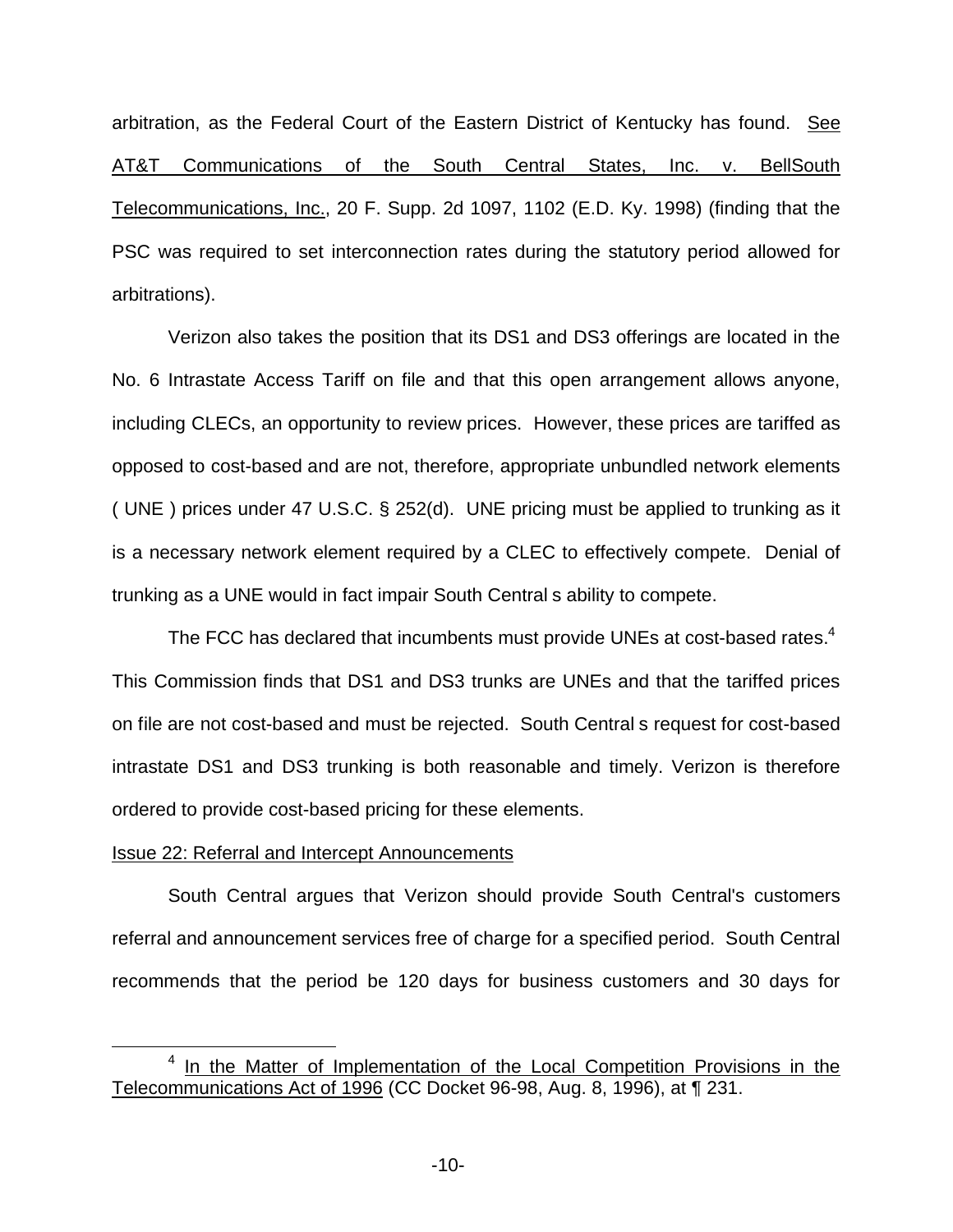arbitration, as the Federal Court of the Eastern District of Kentucky has found. See AT&T Communications of the South Central States, Inc. v. BellSouth Telecommunications, Inc., 20 F. Supp. 2d 1097, 1102 (E.D. Ky. 1998) (finding that the PSC was required to set interconnection rates during the statutory period allowed for arbitrations).

Verizon also takes the position that its DS1 and DS3 offerings are located in the No. 6 Intrastate Access Tariff on file and that this open arrangement allows anyone, including CLECs, an opportunity to review prices. However, these prices are tariffed as opposed to cost-based and are not, therefore, appropriate unbundled network elements ( UNE ) prices under 47 U.S.C. § 252(d). UNE pricing must be applied to trunking as it is a necessary network element required by a CLEC to effectively compete. Denial of trunking as a UNE would in fact impair South Central s ability to compete.

The FCC has declared that incumbents must provide UNEs at cost-based rates.[4] This Commission finds that DS1 and DS3 trunks are UNEs and that the tariffed prices on file are not cost-based and must be rejected. South Central s request for cost-based intrastate DS1 and DS3 trunking is both reasonable and timely. Verizon is therefore ordered to provide cost-based pricing for these elements.

Issue 22: Referral and Intercept Announcements

South Central argues that Verizon should provide South Central's customers referral and announcement services free of charge for a specified period. South Central recommends that the period be 120 days for business customers and 30 days for

---

[4] In the Matter of Implementation of the Local Competition Provisions in the Telecommunications Act of 1996 (CC Docket 96-98, Aug. 8, 1996), at ¶ 231.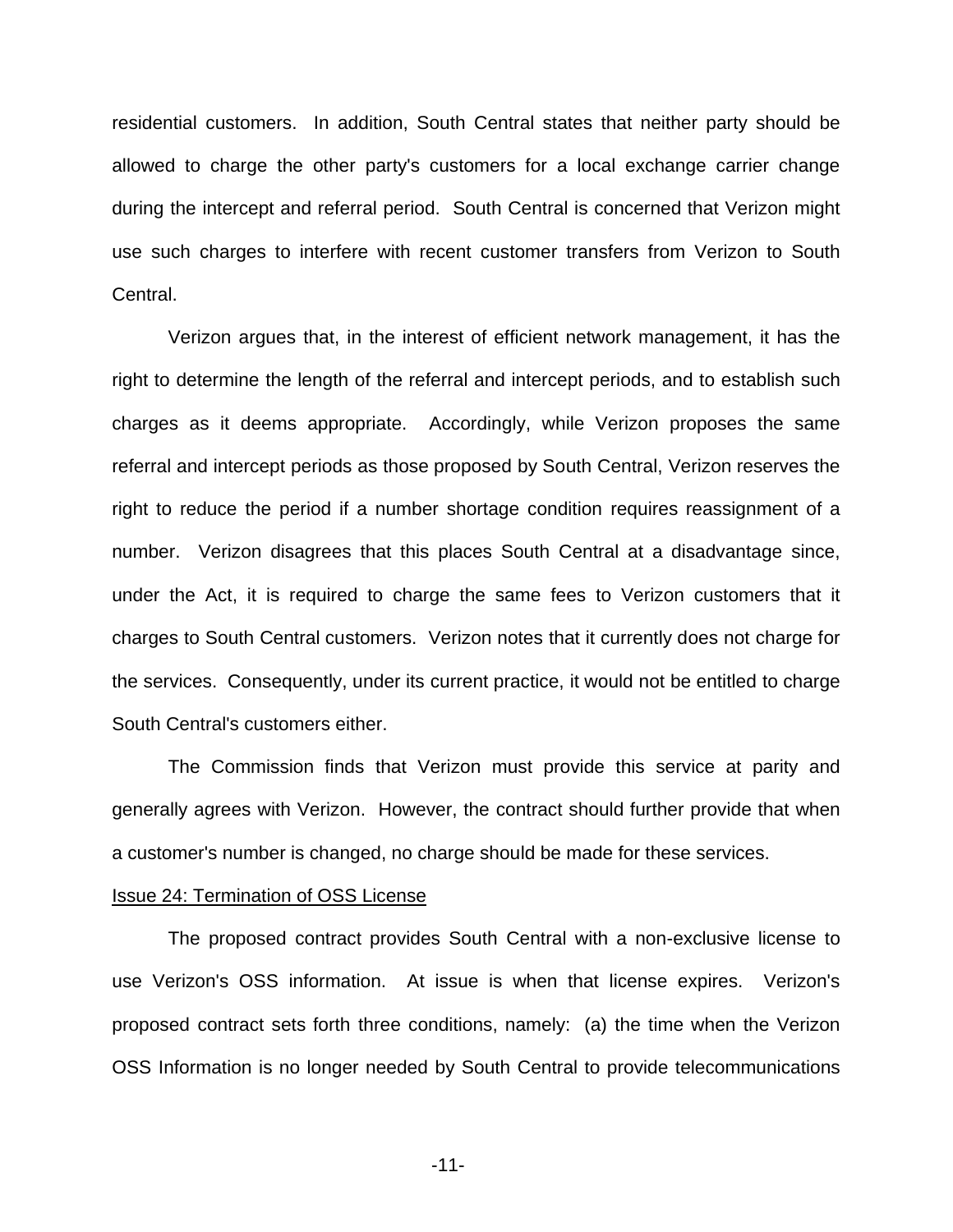residential customers. In addition, South Central states that neither party should be allowed to charge the other party's customers for a local exchange carrier change during the intercept and referral period. South Central is concerned that Verizon might use such charges to interfere with recent customer transfers from Verizon to South Central.

Verizon argues that, in the interest of efficient network management, it has the right to determine the length of the referral and intercept periods, and to establish such charges as it deems appropriate. Accordingly, while Verizon proposes the same referral and intercept periods as those proposed by South Central, Verizon reserves the right to reduce the period if a number shortage condition requires reassignment of a number. Verizon disagrees that this places South Central at a disadvantage since, under the Act, it is required to charge the same fees to Verizon customers that it charges to South Central customers. Verizon notes that it currently does not charge for the services. Consequently, under its current practice, it would not be entitled to charge South Central's customers either.

The Commission finds that Verizon must provide this service at parity and generally agrees with Verizon. However, the contract should further provide that when a customer's number is changed, no charge should be made for these services.

Issue 24: Termination of OSS License

The proposed contract provides South Central with a non-exclusive license to use Verizon's OSS information. At issue is when that license expires. Verizon's proposed contract sets forth three conditions, namely: (a) the time when the Verizon OSS Information is no longer needed by South Central to provide telecommunications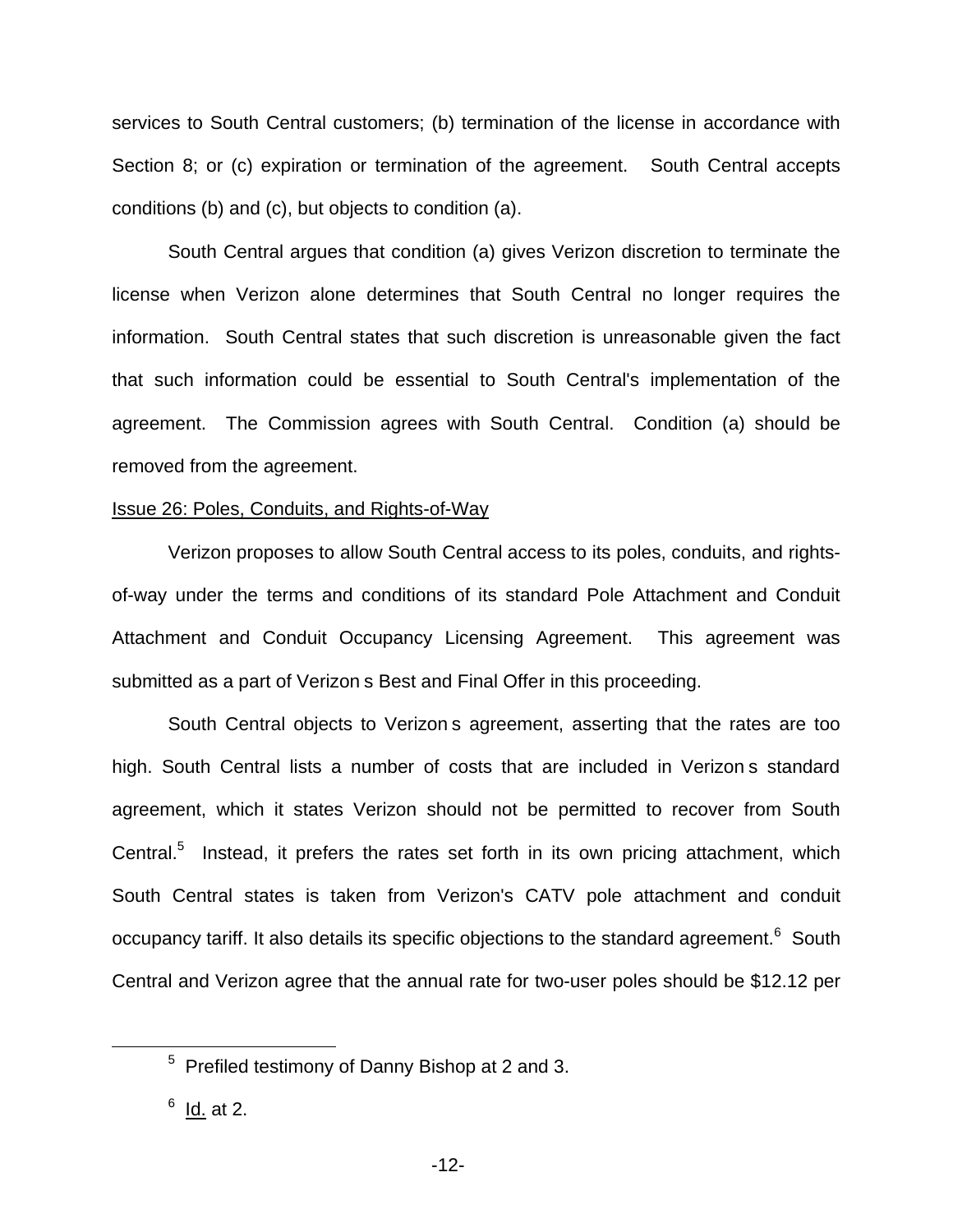services to South Central customers; (b) termination of the license in accordance with Section 8; or (c) expiration or termination of the agreement. South Central accepts conditions (b) and (c), but objects to condition (a).

South Central argues that condition (a) gives Verizon discretion to terminate the license when Verizon alone determines that South Central no longer requires the information. South Central states that such discretion is unreasonable given the fact that such information could be essential to South Central's implementation of the agreement. The Commission agrees with South Central. Condition (a) should be removed from the agreement.

Issue 26: Poles, Conduits, and Rights-of-Way

Verizon proposes to allow South Central access to its poles, conduits, and rights-of-way under the terms and conditions of its standard Pole Attachment and Conduit Attachment and Conduit Occupancy Licensing Agreement. This agreement was submitted as a part of Verizon s Best and Final Offer in this proceeding.

South Central objects to Verizon s agreement, asserting that the rates are too high. South Central lists a number of costs that are included in Verizon s standard agreement, which it states Verizon should not be permitted to recover from South Central.[5] Instead, it prefers the rates set forth in its own pricing attachment, which South Central states is taken from Verizon's CATV pole attachment and conduit occupancy tariff. It also details its specific objections to the standard agreement.[6] South Central and Verizon agree that the annual rate for two-user poles should be $12.12 per

---

[5] Prefiled testimony of Danny Bishop at 2 and 3.

[6] Id. at 2.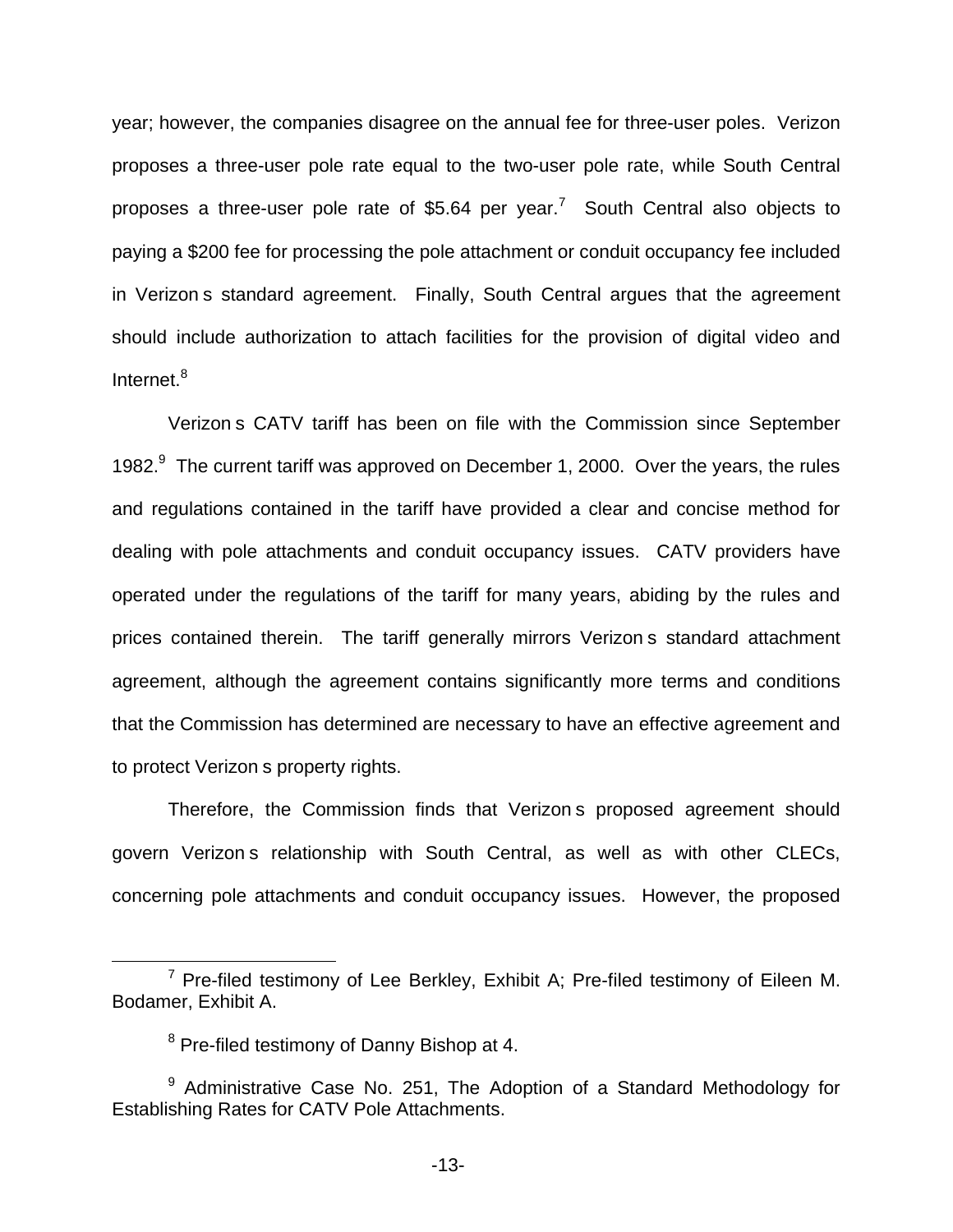year; however, the companies disagree on the annual fee for three-user poles. Verizon proposes a three-user pole rate equal to the two-user pole rate, while South Central proposes a three-user pole rate of $5.64 per year.[7] South Central also objects to paying a $200 fee for processing the pole attachment or conduit occupancy fee included in Verizon s standard agreement. Finally, South Central argues that the agreement should include authorization to attach facilities for the provision of digital video and Internet.[8]

Verizon s CATV tariff has been on file with the Commission since September 1982.[9] The current tariff was approved on December 1, 2000. Over the years, the rules and regulations contained in the tariff have provided a clear and concise method for dealing with pole attachments and conduit occupancy issues. CATV providers have operated under the regulations of the tariff for many years, abiding by the rules and prices contained therein. The tariff generally mirrors Verizon s standard attachment agreement, although the agreement contains significantly more terms and conditions that the Commission has determined are necessary to have an effective agreement and to protect Verizon s property rights.

Therefore, the Commission finds that Verizon s proposed agreement should govern Verizon s relationship with South Central, as well as with other CLECs, concerning pole attachments and conduit occupancy issues. However, the proposed

---

[7] Pre-filed testimony of Lee Berkley, Exhibit A; Pre-filed testimony of Eileen M. Bodamer, Exhibit A.

[8] Pre-filed testimony of Danny Bishop at 4.

[9] Administrative Case No. 251, The Adoption of a Standard Methodology for Establishing Rates for CATV Pole Attachments.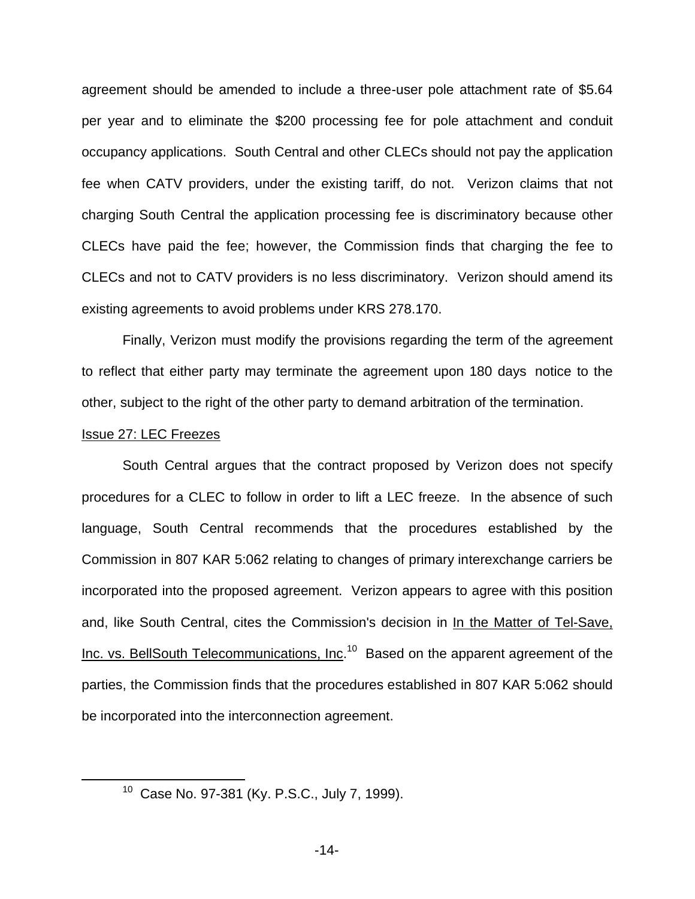agreement should be amended to include a three-user pole attachment rate of $5.64 per year and to eliminate the $200 processing fee for pole attachment and conduit occupancy applications. South Central and other CLECs should not pay the application fee when CATV providers, under the existing tariff, do not. Verizon claims that not charging South Central the application processing fee is discriminatory because other CLECs have paid the fee; however, the Commission finds that charging the fee to CLECs and not to CATV providers is no less discriminatory. Verizon should amend its existing agreements to avoid problems under KRS 278.170.

Finally, Verizon must modify the provisions regarding the term of the agreement to reflect that either party may terminate the agreement upon 180 days notice to the other, subject to the right of the other party to demand arbitration of the termination.

Issue 27: LEC Freezes

South Central argues that the contract proposed by Verizon does not specify procedures for a CLEC to follow in order to lift a LEC freeze. In the absence of such language, South Central recommends that the procedures established by the Commission in 807 KAR 5:062 relating to changes of primary interexchange carriers be incorporated into the proposed agreement. Verizon appears to agree with this position and, like South Central, cites the Commission's decision in In the Matter of Tel-Save, Inc. vs. BellSouth Telecommunications, Inc.[10] Based on the apparent agreement of the parties, the Commission finds that the procedures established in 807 KAR 5:062 should be incorporated into the interconnection agreement.

[10] Case No. 97-381 (Ky. P.S.C., July 7, 1999).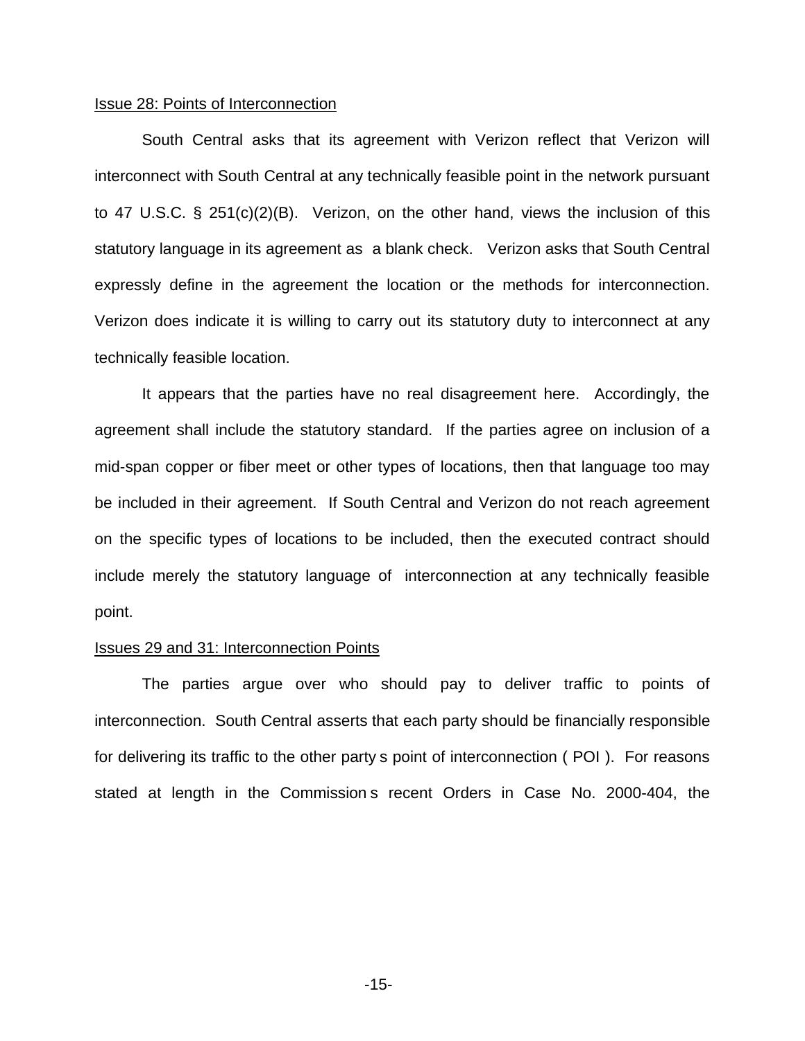Issue 28: Points of Interconnection

South Central asks that its agreement with Verizon reflect that Verizon will interconnect with South Central at any technically feasible point in the network pursuant to 47 U.S.C. § 251(c)(2)(B). Verizon, on the other hand, views the inclusion of this statutory language in its agreement as a blank check. Verizon asks that South Central expressly define in the agreement the location or the methods for interconnection. Verizon does indicate it is willing to carry out its statutory duty to interconnect at any technically feasible location.

It appears that the parties have no real disagreement here. Accordingly, the agreement shall include the statutory standard. If the parties agree on inclusion of a mid-span copper or fiber meet or other types of locations, then that language too may be included in their agreement. If South Central and Verizon do not reach agreement on the specific types of locations to be included, then the executed contract should include merely the statutory language of interconnection at any technically feasible point.

Issues 29 and 31: Interconnection Points

The parties argue over who should pay to deliver traffic to points of interconnection. South Central asserts that each party should be financially responsible for delivering its traffic to the other party s point of interconnection ( POI ). For reasons stated at length in the Commission s recent Orders in Case No. 2000-404, the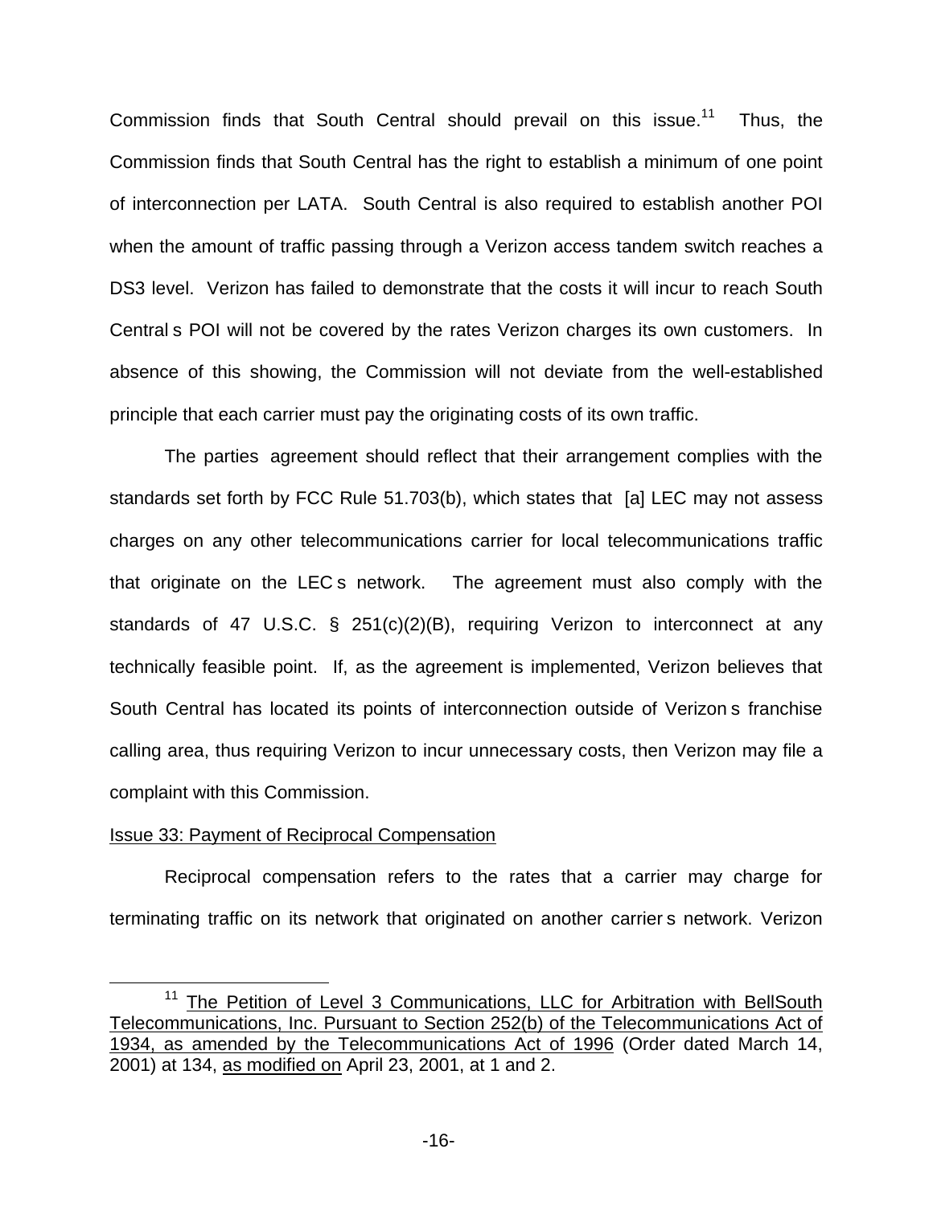Commission finds that South Central should prevail on this issue.[11] Thus, the Commission finds that South Central has the right to establish a minimum of one point of interconnection per LATA. South Central is also required to establish another POI when the amount of traffic passing through a Verizon access tandem switch reaches a DS3 level. Verizon has failed to demonstrate that the costs it will incur to reach South Central s POI will not be covered by the rates Verizon charges its own customers. In absence of this showing, the Commission will not deviate from the well-established principle that each carrier must pay the originating costs of its own traffic.

The parties agreement should reflect that their arrangement complies with the standards set forth by FCC Rule 51.703(b), which states that [a] LEC may not assess charges on any other telecommunications carrier for local telecommunications traffic that originate on the LEC s network. The agreement must also comply with the standards of 47 U.S.C. § 251(c)(2)(B), requiring Verizon to interconnect at any technically feasible point. If, as the agreement is implemented, Verizon believes that South Central has located its points of interconnection outside of Verizon s franchise calling area, thus requiring Verizon to incur unnecessary costs, then Verizon may file a complaint with this Commission.

Issue 33: Payment of Reciprocal Compensation

Reciprocal compensation refers to the rates that a carrier may charge for terminating traffic on its network that originated on another carrier s network. Verizon

---

[11] The Petition of Level 3 Communications, LLC for Arbitration with BellSouth Telecommunications, Inc. Pursuant to Section 252(b) of the Telecommunications Act of 1934, as amended by the Telecommunications Act of 1996 (Order dated March 14, 2001) at 134, as modified on April 23, 2001, at 1 and 2.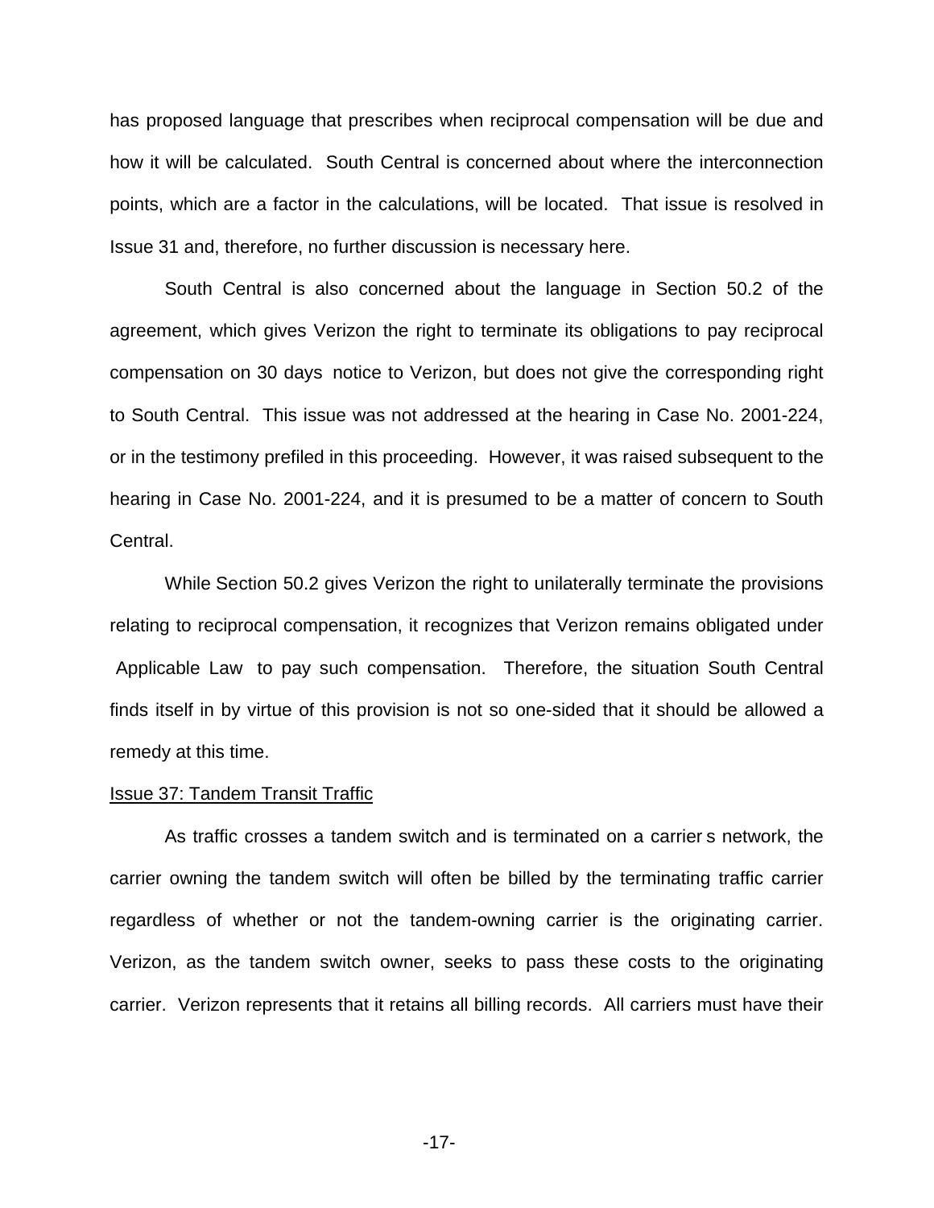has proposed language that prescribes when reciprocal compensation will be due and how it will be calculated. South Central is concerned about where the interconnection points, which are a factor in the calculations, will be located. That issue is resolved in Issue 31 and, therefore, no further discussion is necessary here.

South Central is also concerned about the language in Section 50.2 of the agreement, which gives Verizon the right to terminate its obligations to pay reciprocal compensation on 30 days notice to Verizon, but does not give the corresponding right to South Central. This issue was not addressed at the hearing in Case No. 2001-224, or in the testimony prefiled in this proceeding. However, it was raised subsequent to the hearing in Case No. 2001-224, and it is presumed to be a matter of concern to South Central.

While Section 50.2 gives Verizon the right to unilaterally terminate the provisions relating to reciprocal compensation, it recognizes that Verizon remains obligated under Applicable Law to pay such compensation. Therefore, the situation South Central finds itself in by virtue of this provision is not so one-sided that it should be allowed a remedy at this time.

Issue 37: Tandem Transit Traffic

As traffic crosses a tandem switch and is terminated on a carrier s network, the carrier owning the tandem switch will often be billed by the terminating traffic carrier regardless of whether or not the tandem-owning carrier is the originating carrier. Verizon, as the tandem switch owner, seeks to pass these costs to the originating carrier. Verizon represents that it retains all billing records. All carriers must have their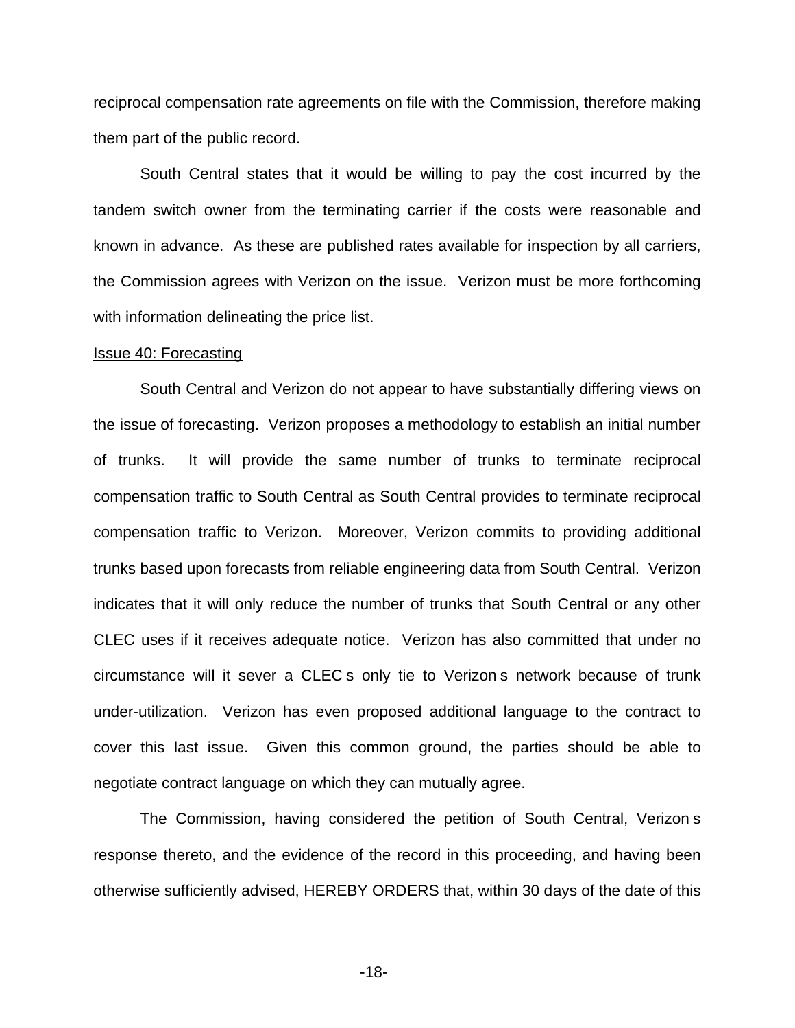reciprocal compensation rate agreements on file with the Commission, therefore making them part of the public record.

South Central states that it would be willing to pay the cost incurred by the tandem switch owner from the terminating carrier if the costs were reasonable and known in advance. As these are published rates available for inspection by all carriers, the Commission agrees with Verizon on the issue. Verizon must be more forthcoming with information delineating the price list.

Issue 40: Forecasting

South Central and Verizon do not appear to have substantially differing views on the issue of forecasting. Verizon proposes a methodology to establish an initial number of trunks. It will provide the same number of trunks to terminate reciprocal compensation traffic to South Central as South Central provides to terminate reciprocal compensation traffic to Verizon. Moreover, Verizon commits to providing additional trunks based upon forecasts from reliable engineering data from South Central. Verizon indicates that it will only reduce the number of trunks that South Central or any other CLEC uses if it receives adequate notice. Verizon has also committed that under no circumstance will it sever a CLEC s only tie to Verizon s network because of trunk under-utilization. Verizon has even proposed additional language to the contract to cover this last issue. Given this common ground, the parties should be able to negotiate contract language on which they can mutually agree.

The Commission, having considered the petition of South Central, Verizon s response thereto, and the evidence of the record in this proceeding, and having been otherwise sufficiently advised, HEREBY ORDERS that, within 30 days of the date of this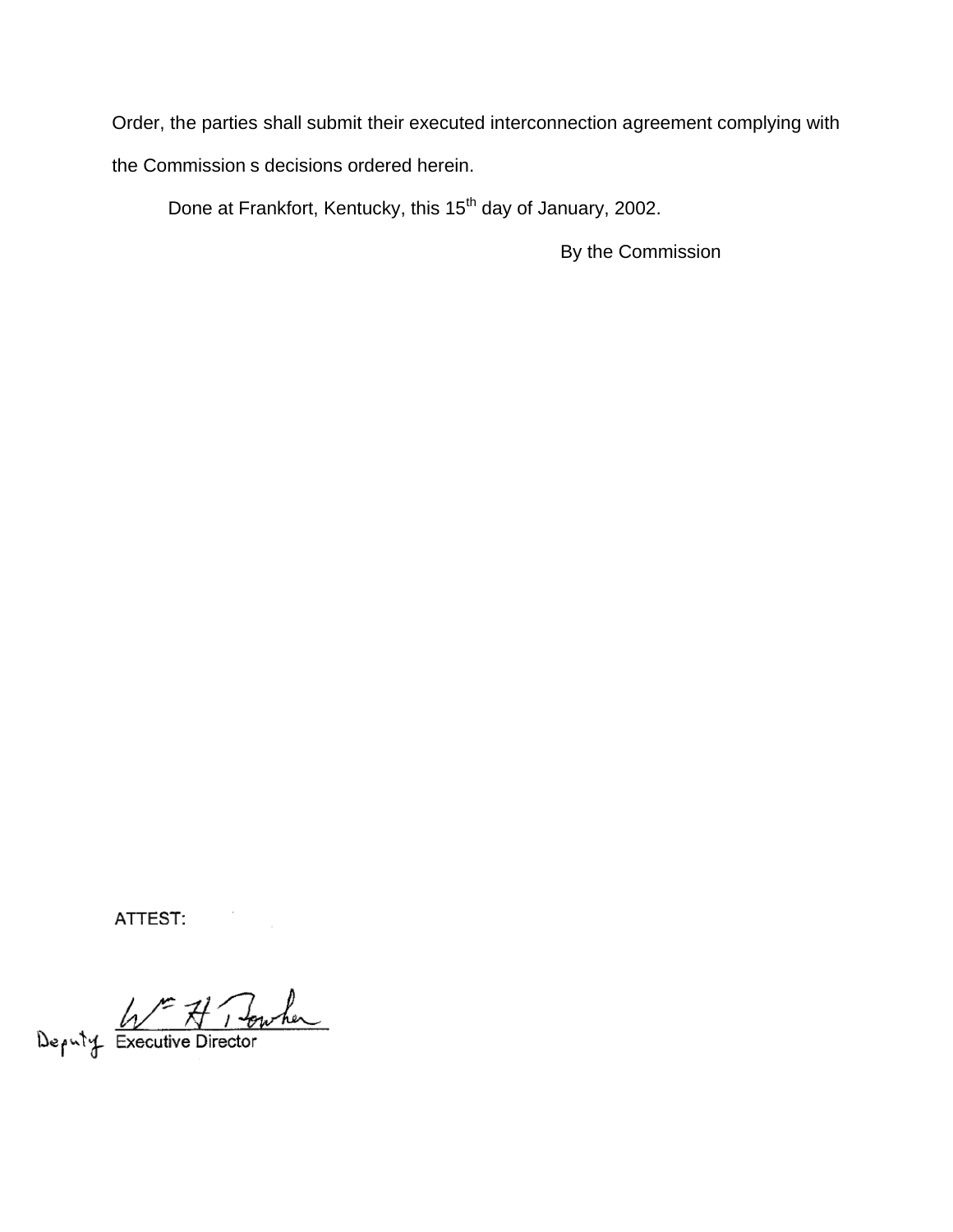Order, the parties shall submit their executed interconnection agreement complying with the Commission s decisions ordered herein.

Done at Frankfort, Kentucky, this 15th day of January, 2002.

By the Commission

ATTEST:

Deputy Executive Director